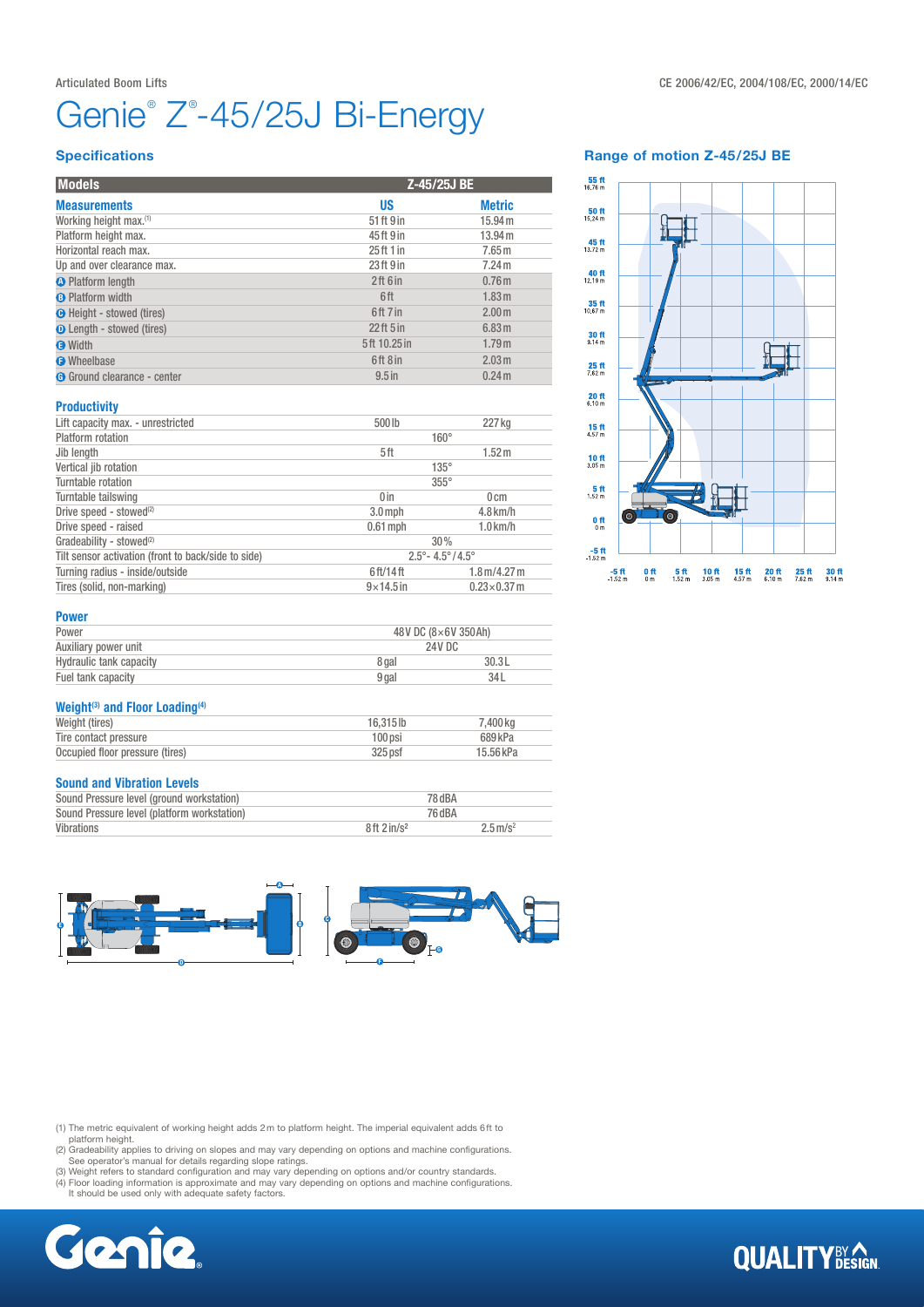Articulated Boom Lifts

CE 2006/42/EC, 2004/108/EC, 2000/14/EC

# Genie® Z®-45/25J Bi-Energy

## Specifications

| Models | Z-45/25J BE | |
|---|---|---|
| **Measurements** | **US** | **Metric** |
| Working height max.(1) | 51 ft 9 in | 15.94 m |
| Platform height max. | 45 ft 9 in | 13.94 m |
| Horizontal reach max. | 25 ft 1 in | 7.65 m |
| Up and over clearance max. | 23 ft 9 in | 7.24 m |
| A Platform length | 2 ft 6 in | 0.76 m |
| B Platform width | 6 ft | 1.83 m |
| C Height - stowed (tires) | 6 ft 7 in | 2.00 m |
| D Length - stowed (tires) | 22 ft 5 in | 6.83 m |
| E Width | 5 ft 10.25 in | 1.79 m |
| F Wheelbase | 6 ft 8 in | 2.03 m |
| G Ground clearance - center | 9.5 in | 0.24 m |

### Productivity

| | | |
|---|---|---|
| Lift capacity max. - unrestricted | 500 lb | 227 kg |
| Platform rotation | 160° | |
| Jib length | 5 ft | 1.52 m |
| Vertical jib rotation | 135° | |
| Turntable rotation | 355° | |
| Turntable tailswing | 0 in | 0 cm |
| Drive speed - stowed(2) | 3.0 mph | 4.8 km/h |
| Drive speed - raised | 0.61 mph | 1.0 km/h |
| Gradeability - stowed(2) | 30% | |
| Tilt sensor activation (front to back/side to side) | 2.5°- 4.5° / 4.5° | |
| Turning radius - inside/outside | 6 ft/14 ft | 1.8 m/4.27 m |
| Tires (solid, non-marking) | 9×14.5 in | 0.23×0.37 m |

### Power

| | | |
|---|---|---|
| Power | 48V DC (8×6V 350Ah) | |
| Auxiliary power unit | 24V DC | |
| Hydraulic tank capacity | 8 gal | 30.3 L |
| Fuel tank capacity | 9 gal | 34 L |

### Weight(3) and Floor Loading(4)

| | | |
|---|---|---|
| Weight (tires) | 16,315 lb | 7,400 kg |
| Tire contact pressure | 100 psi | 689 kPa |
| Occupied floor pressure (tires) | 325 psf | 15.56 kPa |

### Sound and Vibration Levels

| | | |
|---|---|---|
| Sound Pressure level (ground workstation) | 78 dBA | |
| Sound Pressure level (platform workstation) | 76 dBA | |
| Vibrations | 8 ft 2 in/s² | 2.5 m/s² |

## Range of motion Z-45/25J BE

(1) The metric equivalent of working height adds 2 m to platform height. The imperial equivalent adds 6 ft to platform height.
(2) Gradeability applies to driving on slopes and may vary depending on options and machine configurations. See operator's manual for details regarding slope ratings.
(3) Weight refers to standard configuration and may vary depending on options and/or country standards.
(4) Floor loading information is approximate and may vary depending on options and machine configurations. It should be used only with adequate safety factors.

Genie

QUALITY BY DESIGN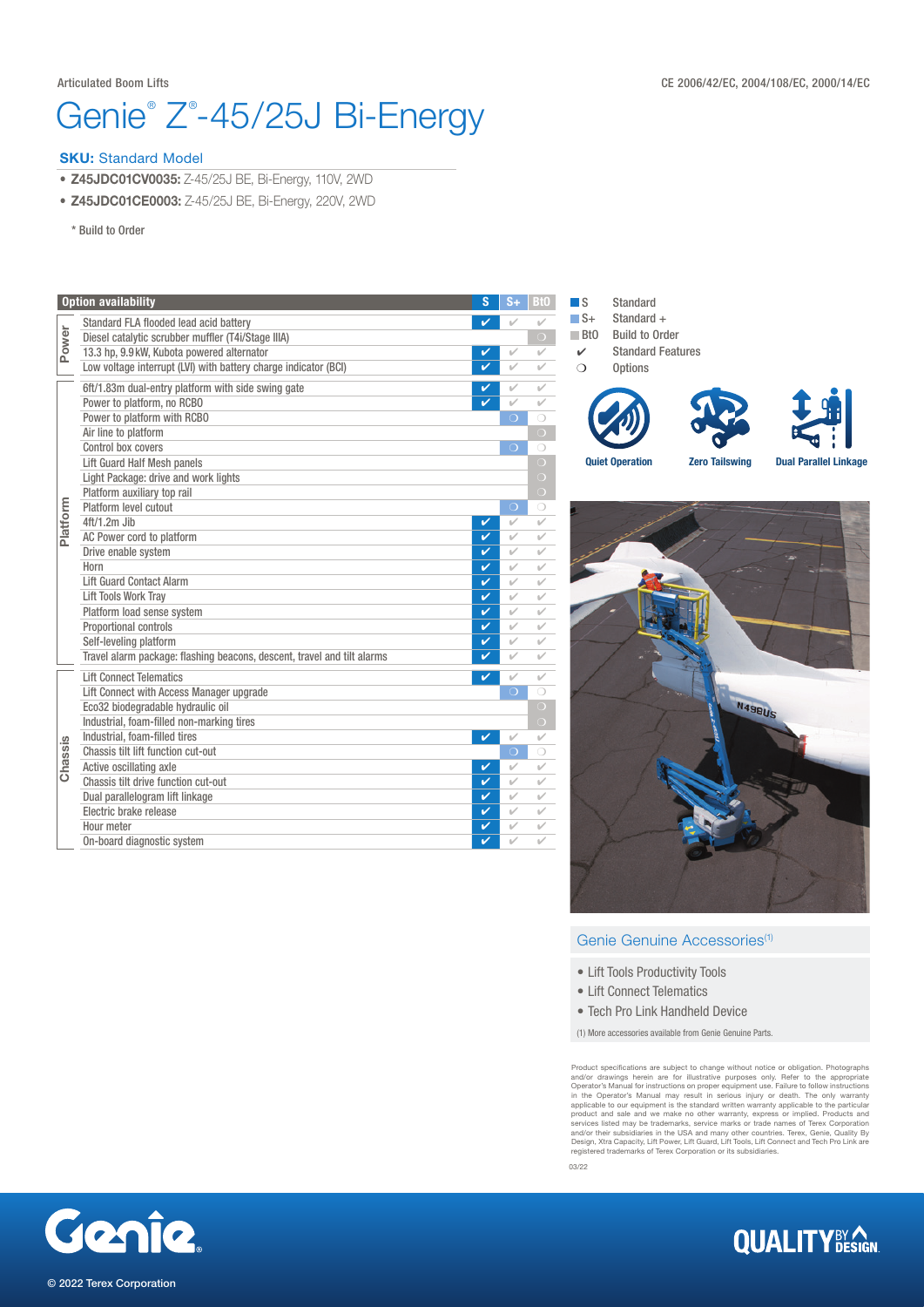Articulated Boom Lifts

CE 2006/42/EC, 2004/108/EC, 2000/14/EC

# Genie® Z®-45/25J Bi-Energy

**SKU:** Standard Model

- **Z45JDC01CV0035:** Z-45/25J BE, Bi-Energy, 110V, 2WD
- **Z45JDC01CE0003:** Z-45/25J BE, Bi-Energy, 220V, 2WD

\* Build to Order

| | Option availability | S | S+ | BtO |
|---|---|---|---|---|
| Power | Standard FLA flooded lead acid battery | ✔ | ✔ | ✔ |
| Power | Diesel catalytic scrubber muffler (T4i/Stage IIIA) | | | ❍ |
| Power | 13.3 hp, 9.9 kW, Kubota powered alternator | ✔ | ✔ | ✔ |
| Power | Low voltage interrupt (LVI) with battery charge indicator (BCI) | ✔ | ✔ | ✔ |
| Platform | 6ft/1.83m dual-entry platform with side swing gate | ✔ | ✔ | ✔ |
| Platform | Power to platform, no RCBO | ✔ | ✔ | ✔ |
| Platform | Power to platform with RCBO | | ❍ | ❍ |
| Platform | Air line to platform | | | ❍ |
| Platform | Control box covers | | ❍ | ❍ |
| Platform | Lift Guard Half Mesh panels | | | ❍ |
| Platform | Light Package: drive and work lights | | | ❍ |
| Platform | Platform auxiliary top rail | | | ❍ |
| Platform | Platform level cutout | | ❍ | ❍ |
| Platform | 4ft/1.2m Jib | ✔ | ✔ | ✔ |
| Platform | AC Power cord to platform | ✔ | ✔ | ✔ |
| Platform | Drive enable system | ✔ | ✔ | ✔ |
| Platform | Horn | ✔ | ✔ | ✔ |
| Platform | Lift Guard Contact Alarm | ✔ | ✔ | ✔ |
| Platform | Lift Tools Work Tray | ✔ | ✔ | ✔ |
| Platform | Platform load sense system | ✔ | ✔ | ✔ |
| Platform | Proportional controls | ✔ | ✔ | ✔ |
| Platform | Self-leveling platform | ✔ | ✔ | ✔ |
| Platform | Travel alarm package: flashing beacons, descent, travel and tilt alarms | ✔ | ✔ | ✔ |
| Chassis | Lift Connect Telematics | ✔ | ✔ | ✔ |
| Chassis | Lift Connect with Access Manager upgrade | | ❍ | ❍ |
| Chassis | Eco32 biodegradable hydraulic oil | | | ❍ |
| Chassis | Industrial, foam-filled non-marking tires | | | ❍ |
| Chassis | Industrial, foam-filled tires | ✔ | ✔ | ✔ |
| Chassis | Chassis tilt lift function cut-out | | ❍ | ❍ |
| Chassis | Active oscillating axle | ✔ | ✔ | ✔ |
| Chassis | Chassis tilt drive function cut-out | ✔ | ✔ | ✔ |
| Chassis | Dual parallelogram lift linkage | ✔ | ✔ | ✔ |
| Chassis | Electric brake release | ✔ | ✔ | ✔ |
| Chassis | Hour meter | ✔ | ✔ | ✔ |
| Chassis | On-board diagnostic system | ✔ | ✔ | ✔ |

- S — Standard
- S+ — Standard +
- BtO — Build to Order
- ✔ — Standard Features
- ❍ — Options

Quiet Operation

Zero Tailswing

Dual Parallel Linkage

## Genie Genuine Accessories[1]

- Lift Tools Productivity Tools
- Lift Connect Telematics
- Tech Pro Link Handheld Device

(1) More accessories available from Genie Genuine Parts.

Product specifications are subject to change without notice or obligation. Photographs and/or drawings herein are for illustrative purposes only. Refer to the appropriate Operator's Manual for instructions on proper equipment use. Failure to follow instructions in the Operator's Manual may result in serious injury or death. The only warranty applicable to our equipment is the standard written warranty applicable to the particular product and sale and we make no other warranty, express or implied. Products and services listed may be trademarks, service marks or trade names of Terex Corporation and/or their subsidiaries in the USA and many other countries. Terex, Genie, Quality By Design, Xtra Capacity, Lift Power, Lift Guard, Lift Tools, Lift Connect and Tech Pro Link are registered trademarks of Terex Corporation or its subsidiaries.

03/22

© 2022 Terex Corporation